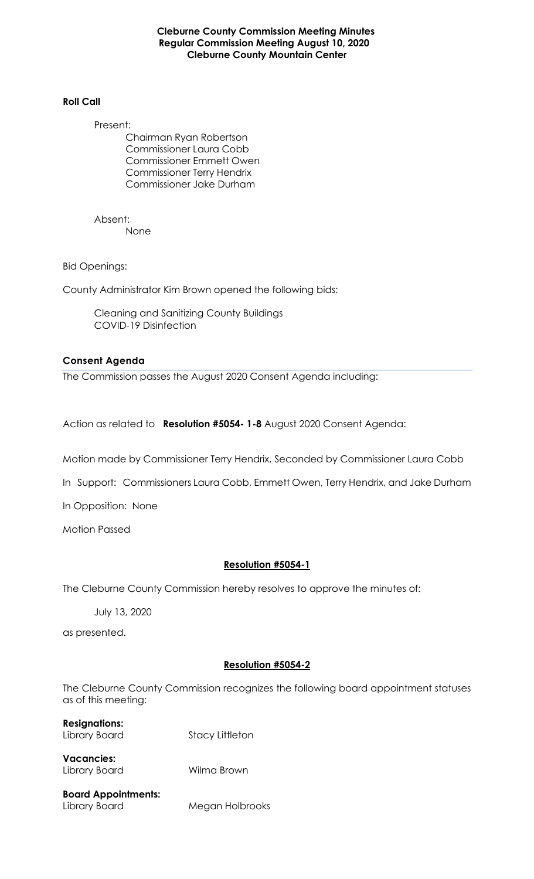# Cleburne County Commission Meeting Minutes
## Regular Commission Meeting August 10, 2020
## Cleburne County Mountain Center

**Roll Call**

Present:

Chairman Ryan Robertson
Commissioner Laura Cobb
Commissioner Emmett Owen
Commissioner Terry Hendrix
Commissioner Jake Durham

Absent:

None

Bid Openings:

County Administrator Kim Brown opened the following bids:

Cleaning and Sanitizing County Buildings
COVID-19 Disinfection

**Consent Agenda**

The Commission passes the August 2020 Consent Agenda including:

Action as related to **Resolution #5054- 1-8** August 2020 Consent Agenda:

Motion made by Commissioner Terry Hendrix, Seconded by Commissioner Laura Cobb

In Support: Commissioners Laura Cobb, Emmett Owen, Terry Hendrix, and Jake Durham

In Opposition: None

Motion Passed

**Resolution #5054-1**

The Cleburne County Commission hereby resolves to approve the minutes of:

July 13, 2020

as presented.

**Resolution #5054-2**

The Cleburne County Commission recognizes the following board appointment statuses as of this meeting:

**Resignations:**
Library Board — Stacy Littleton

**Vacancies:**
Library Board — Wilma Brown

**Board Appointments:**
Library Board — Megan Holbrooks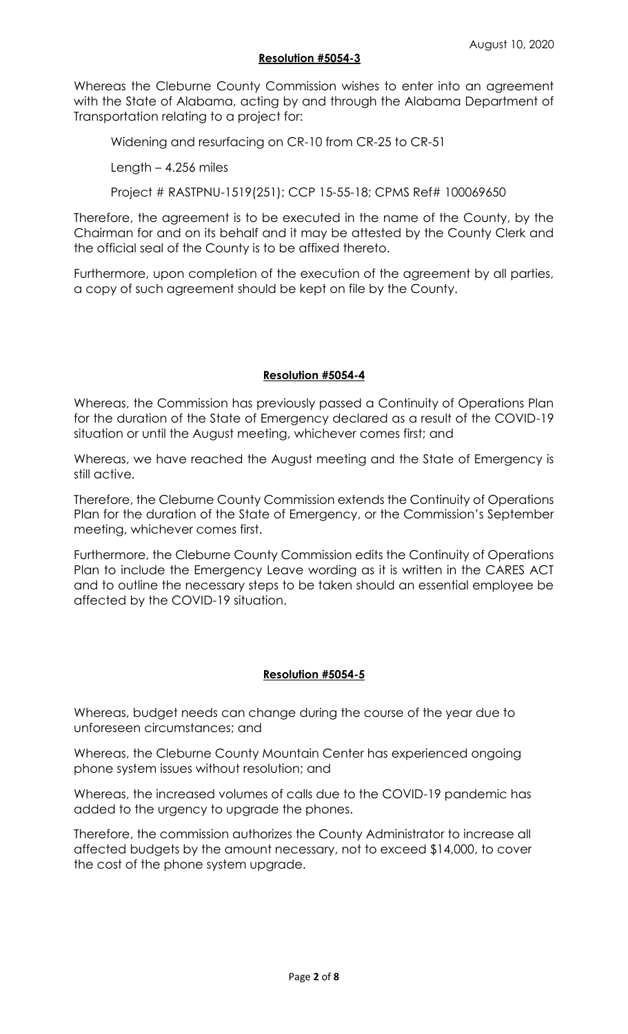August 10, 2020

**Resolution #5054-3**

Whereas the Cleburne County Commission wishes to enter into an agreement with the State of Alabama, acting by and through the Alabama Department of Transportation relating to a project for:

Widening and resurfacing on CR-10 from CR-25 to CR-51

Length – 4.256 miles

Project # RASTPNU-1519(251); CCP 15-55-18; CPMS Ref# 100069650

Therefore, the agreement is to be executed in the name of the County, by the Chairman for and on its behalf and it may be attested by the County Clerk and the official seal of the County is to be affixed thereto.

Furthermore, upon completion of the execution of the agreement by all parties, a copy of such agreement should be kept on file by the County.

**Resolution #5054-4**

Whereas, the Commission has previously passed a Continuity of Operations Plan for the duration of the State of Emergency declared as a result of the COVID-19 situation or until the August meeting, whichever comes first; and

Whereas, we have reached the August meeting and the State of Emergency is still active.

Therefore, the Cleburne County Commission extends the Continuity of Operations Plan for the duration of the State of Emergency, or the Commission's September meeting, whichever comes first.

Furthermore, the Cleburne County Commission edits the Continuity of Operations Plan to include the Emergency Leave wording as it is written in the CARES ACT and to outline the necessary steps to be taken should an essential employee be affected by the COVID-19 situation.

**Resolution #5054-5**

Whereas, budget needs can change during the course of the year due to unforeseen circumstances; and

Whereas, the Cleburne County Mountain Center has experienced ongoing phone system issues without resolution; and

Whereas, the increased volumes of calls due to the COVID-19 pandemic has added to the urgency to upgrade the phones.

Therefore, the commission authorizes the County Administrator to increase all affected budgets by the amount necessary, not to exceed $14,000, to cover the cost of the phone system upgrade.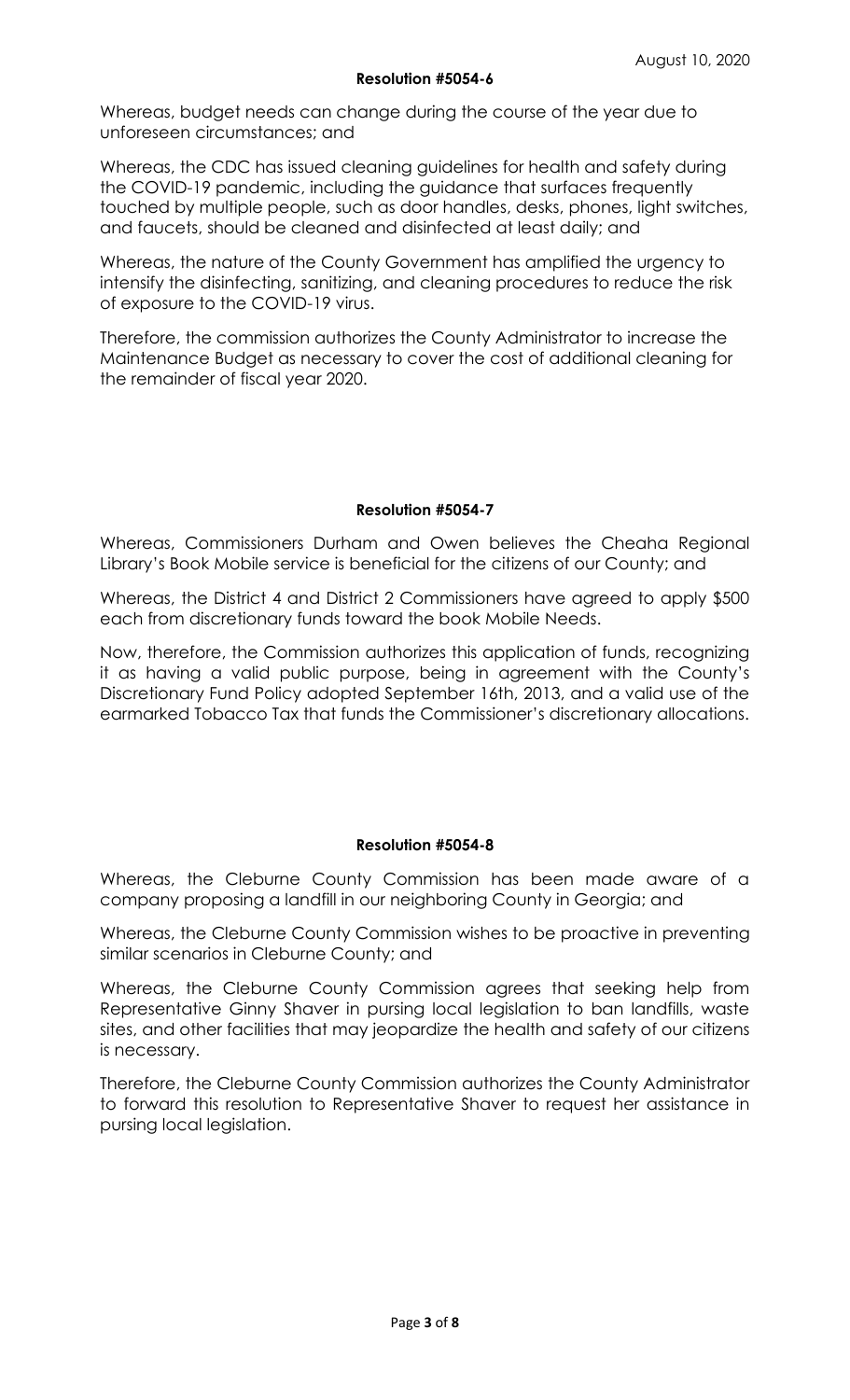August 10, 2020

**Resolution #5054-6**

Whereas, budget needs can change during the course of the year due to unforeseen circumstances; and

Whereas, the CDC has issued cleaning guidelines for health and safety during the COVID-19 pandemic, including the guidance that surfaces frequently touched by multiple people, such as door handles, desks, phones, light switches, and faucets, should be cleaned and disinfected at least daily; and

Whereas, the nature of the County Government has amplified the urgency to intensify the disinfecting, sanitizing, and cleaning procedures to reduce the risk of exposure to the COVID-19 virus.

Therefore, the commission authorizes the County Administrator to increase the Maintenance Budget as necessary to cover the cost of additional cleaning for the remainder of fiscal year 2020.

**Resolution #5054-7**

Whereas, Commissioners Durham and Owen believes the Cheaha Regional Library's Book Mobile service is beneficial for the citizens of our County; and

Whereas, the District 4 and District 2 Commissioners have agreed to apply $500 each from discretionary funds toward the book Mobile Needs.

Now, therefore, the Commission authorizes this application of funds, recognizing it as having a valid public purpose, being in agreement with the County's Discretionary Fund Policy adopted September 16th, 2013, and a valid use of the earmarked Tobacco Tax that funds the Commissioner's discretionary allocations.

**Resolution #5054-8**

Whereas, the Cleburne County Commission has been made aware of a company proposing a landfill in our neighboring County in Georgia; and

Whereas, the Cleburne County Commission wishes to be proactive in preventing similar scenarios in Cleburne County; and

Whereas, the Cleburne County Commission agrees that seeking help from Representative Ginny Shaver in pursing local legislation to ban landfills, waste sites, and other facilities that may jeopardize the health and safety of our citizens is necessary.

Therefore, the Cleburne County Commission authorizes the County Administrator to forward this resolution to Representative Shaver to request her assistance in pursing local legislation.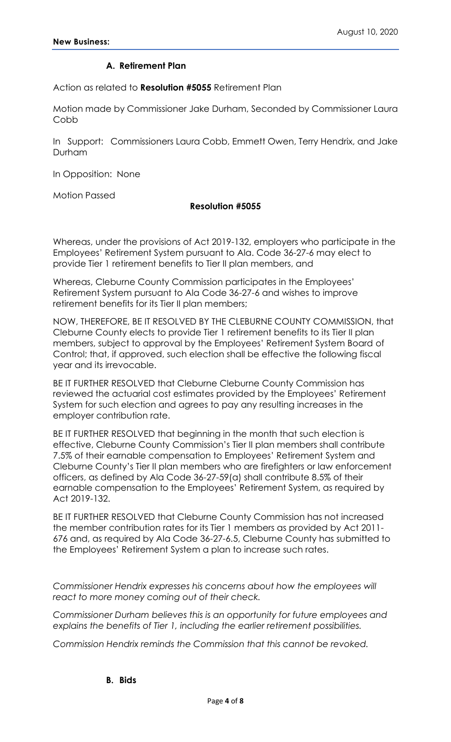**New Business:**

August 10, 2020

### A. Retirement Plan

Action as related to **Resolution #5055** Retirement Plan

Motion made by Commissioner Jake Durham, Seconded by Commissioner Laura Cobb

In Support: Commissioners Laura Cobb, Emmett Owen, Terry Hendrix, and Jake Durham

In Opposition: None

Motion Passed

**Resolution #5055**

Whereas, under the provisions of Act 2019-132, employers who participate in the Employees' Retirement System pursuant to Ala. Code 36-27-6 may elect to provide Tier 1 retirement benefits to Tier II plan members, and

Whereas, Cleburne County Commission participates in the Employees' Retirement System pursuant to Ala Code 36-27-6 and wishes to improve retirement benefits for its Tier II plan members;

NOW, THEREFORE, BE IT RESOLVED BY THE CLEBURNE COUNTY COMMISSION, that Cleburne County elects to provide Tier 1 retirement benefits to its Tier II plan members, subject to approval by the Employees' Retirement System Board of Control; that, if approved, such election shall be effective the following fiscal year and its irrevocable.

BE IT FURTHER RESOLVED that Cleburne Cleburne County Commission has reviewed the actuarial cost estimates provided by the Employees' Retirement System for such election and agrees to pay any resulting increases in the employer contribution rate.

BE IT FURTHER RESOLVED that beginning in the month that such election is effective, Cleburne County Commission's Tier II plan members shall contribute 7.5% of their earnable compensation to Employees' Retirement System and Cleburne County's Tier II plan members who are firefighters or law enforcement officers, as defined by Ala Code 36-27-59(a) shall contribute 8.5% of their earnable compensation to the Employees' Retirement System, as required by Act 2019-132.

BE IT FURTHER RESOLVED that Cleburne County Commission has not increased the member contribution rates for its Tier 1 members as provided by Act 2011-676 and, as required by Ala Code 36-27-6.5, Cleburne County has submitted to the Employees' Retirement System a plan to increase such rates.

*Commissioner Hendrix expresses his concerns about how the employees will react to more money coming out of their check.*

*Commissioner Durham believes this is an opportunity for future employees and explains the benefits of Tier 1, including the earlier retirement possibilities.*

*Commission Hendrix reminds the Commission that this cannot be revoked.*

### B. Bids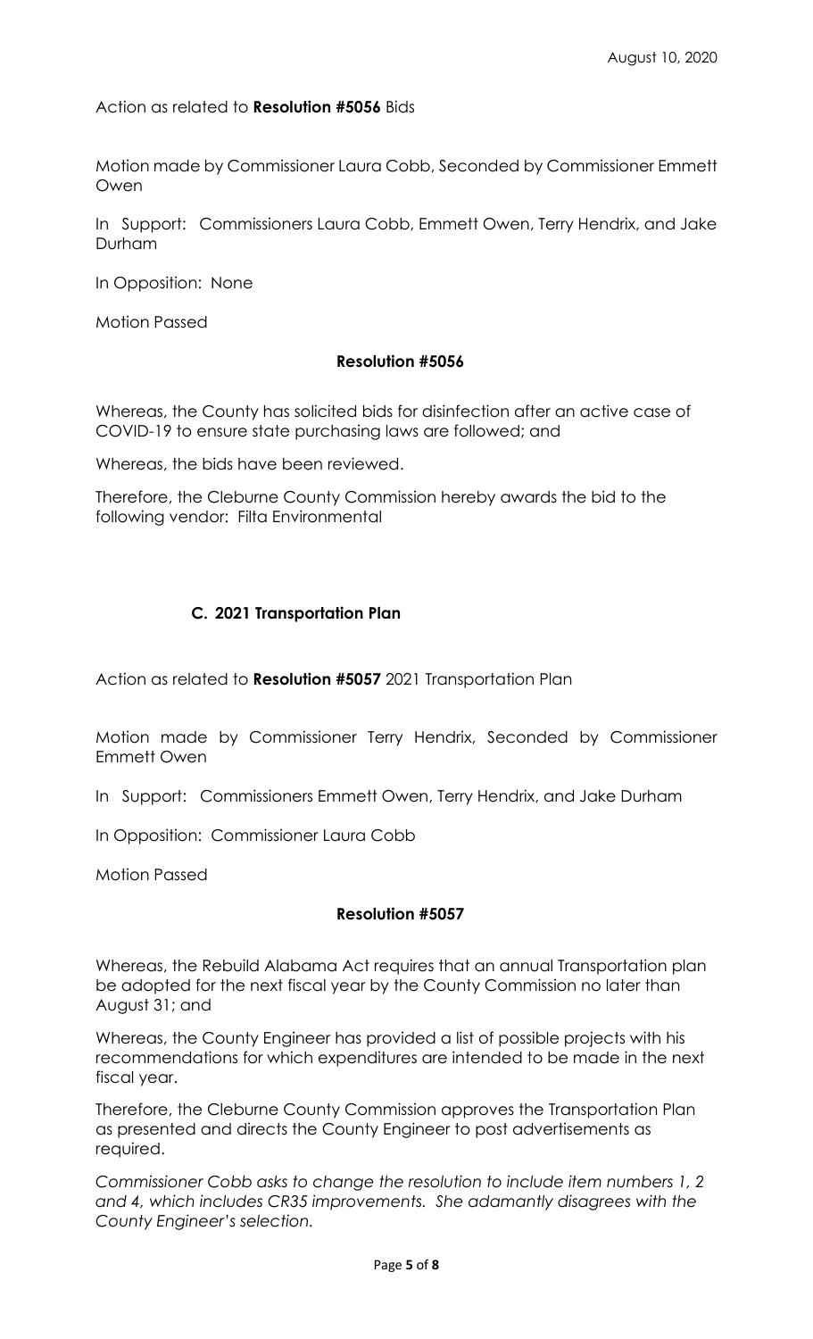Action as related to **Resolution #5056** Bids

Motion made by Commissioner Laura Cobb, Seconded by Commissioner Emmett Owen

In Support: Commissioners Laura Cobb, Emmett Owen, Terry Hendrix, and Jake Durham

In Opposition: None

Motion Passed

**Resolution #5056**

Whereas, the County has solicited bids for disinfection after an active case of COVID-19 to ensure state purchasing laws are followed; and

Whereas, the bids have been reviewed.

Therefore, the Cleburne County Commission hereby awards the bid to the following vendor: Filta Environmental

**C. 2021 Transportation Plan**

Action as related to **Resolution #5057** 2021 Transportation Plan

Motion made by Commissioner Terry Hendrix, Seconded by Commissioner Emmett Owen

In Support: Commissioners Emmett Owen, Terry Hendrix, and Jake Durham

In Opposition: Commissioner Laura Cobb

Motion Passed

**Resolution #5057**

Whereas, the Rebuild Alabama Act requires that an annual Transportation plan be adopted for the next fiscal year by the County Commission no later than August 31; and

Whereas, the County Engineer has provided a list of possible projects with his recommendations for which expenditures are intended to be made in the next fiscal year.

Therefore, the Cleburne County Commission approves the Transportation Plan as presented and directs the County Engineer to post advertisements as required.

*Commissioner Cobb asks to change the resolution to include item numbers 1, 2 and 4, which includes CR35 improvements. She adamantly disagrees with the County Engineer's selection.*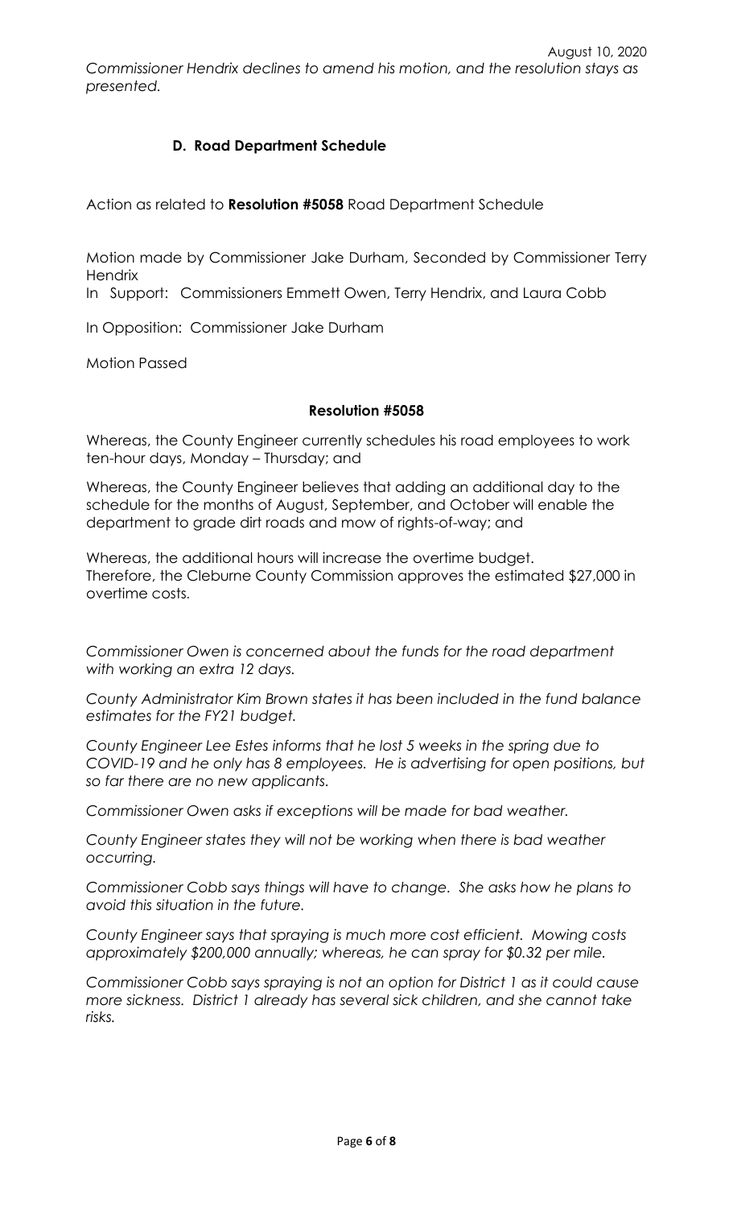*Commissioner Hendrix declines to amend his motion, and the resolution stays as presented.*

### D. Road Department Schedule

Action as related to **Resolution #5058** Road Department Schedule

Motion made by Commissioner Jake Durham, Seconded by Commissioner Terry Hendrix

In Support: Commissioners Emmett Owen, Terry Hendrix, and Laura Cobb

In Opposition: Commissioner Jake Durham

Motion Passed

**Resolution #5058**

Whereas, the County Engineer currently schedules his road employees to work ten-hour days, Monday – Thursday; and

Whereas, the County Engineer believes that adding an additional day to the schedule for the months of August, September, and October will enable the department to grade dirt roads and mow of rights-of-way; and

Whereas, the additional hours will increase the overtime budget.
Therefore, the Cleburne County Commission approves the estimated $27,000 in overtime costs.

*Commissioner Owen is concerned about the funds for the road department with working an extra 12 days.*

*County Administrator Kim Brown states it has been included in the fund balance estimates for the FY21 budget.*

*County Engineer Lee Estes informs that he lost 5 weeks in the spring due to COVID-19 and he only has 8 employees. He is advertising for open positions, but so far there are no new applicants.*

*Commissioner Owen asks if exceptions will be made for bad weather.*

*County Engineer states they will not be working when there is bad weather occurring.*

*Commissioner Cobb says things will have to change. She asks how he plans to avoid this situation in the future.*

*County Engineer says that spraying is much more cost efficient. Mowing costs approximately $200,000 annually; whereas, he can spray for $0.32 per mile.*

*Commissioner Cobb says spraying is not an option for District 1 as it could cause more sickness. District 1 already has several sick children, and she cannot take risks.*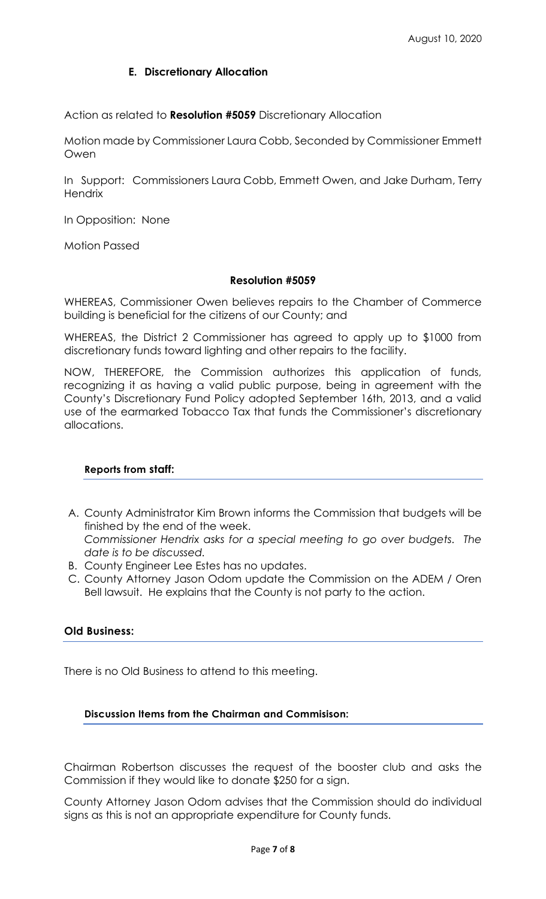August 10, 2020

### E. Discretionary Allocation

Action as related to **Resolution #5059** Discretionary Allocation

Motion made by Commissioner Laura Cobb, Seconded by Commissioner Emmett Owen

In Support: Commissioners Laura Cobb, Emmett Owen, and Jake Durham, Terry Hendrix

In Opposition: None

Motion Passed

**Resolution #5059**

WHEREAS, Commissioner Owen believes repairs to the Chamber of Commerce building is beneficial for the citizens of our County; and

WHEREAS, the District 2 Commissioner has agreed to apply up to $1000 from discretionary funds toward lighting and other repairs to the facility.

NOW, THEREFORE, the Commission authorizes this application of funds, recognizing it as having a valid public purpose, being in agreement with the County's Discretionary Fund Policy adopted September 16th, 2013, and a valid use of the earmarked Tobacco Tax that funds the Commissioner's discretionary allocations.

### Reports from staff:

A. County Administrator Kim Brown informs the Commission that budgets will be finished by the end of the week.
   *Commissioner Hendrix asks for a special meeting to go over budgets. The date is to be discussed.*
B. County Engineer Lee Estes has no updates.
C. County Attorney Jason Odom update the Commission on the ADEM / Oren Bell lawsuit. He explains that the County is not party to the action.

### Old Business:

There is no Old Business to attend to this meeting.

### Discussion Items from the Chairman and Commisison:

Chairman Robertson discusses the request of the booster club and asks the Commission if they would like to donate $250 for a sign.

County Attorney Jason Odom advises that the Commission should do individual signs as this is not an appropriate expenditure for County funds.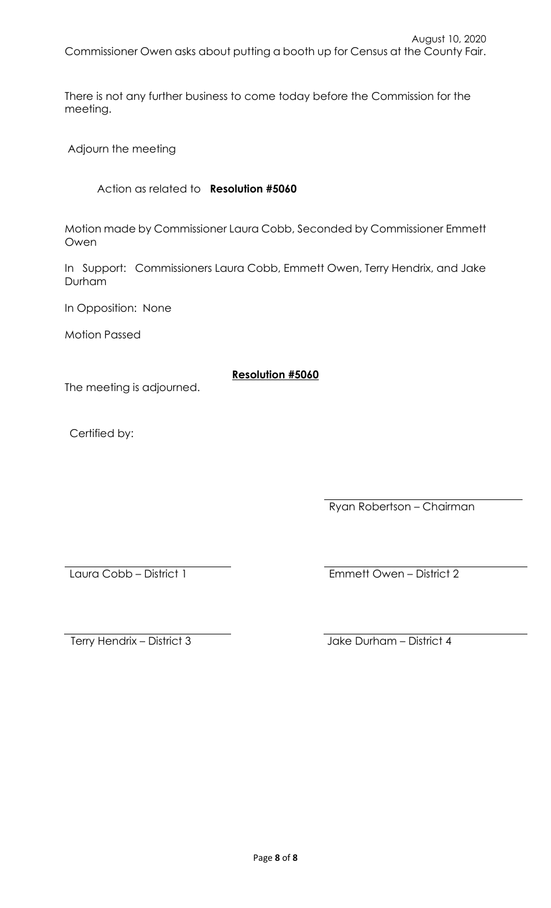August 10, 2020

Commissioner Owen asks about putting a booth up for Census at the County Fair.

There is not any further business to come today before the Commission for the meeting.

Adjourn the meeting

Action as related to **Resolution #5060**

Motion made by Commissioner Laura Cobb, Seconded by Commissioner Emmett Owen

In Support: Commissioners Laura Cobb, Emmett Owen, Terry Hendrix, and Jake Durham

In Opposition: None

Motion Passed

**Resolution #5060**

The meeting is adjourned.

Certified by:

Ryan Robertson – Chairman

Laura Cobb – District 1

Emmett Owen – District 2

Terry Hendrix – District 3

Jake Durham – District 4